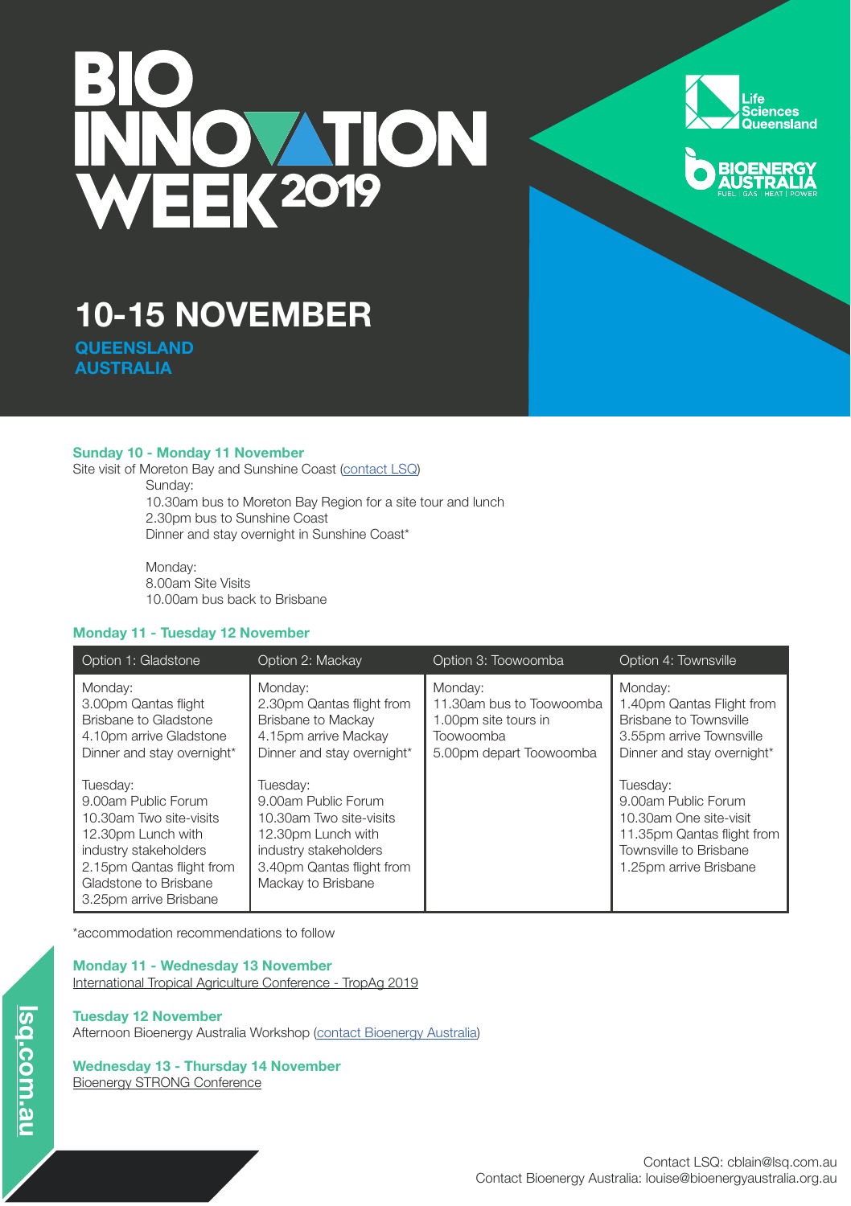# BIO INNOVATION WEEK 2019

Life Sciences Queensland

BIOENERGY AUSTRALIA
FUEL | GAS | HEAT | POWER

## 10-15 NOVEMBER

**QUEENSLAND AUSTRALIA**

### Sunday 10 - Monday 11 November

Site visit of Moreton Bay and Sunshine Coast (contact LSQ)

Sunday:
10.30am bus to Moreton Bay Region for a site tour and lunch
2.30pm bus to Sunshine Coast
Dinner and stay overnight in Sunshine Coast*

Monday:
8.00am Site Visits
10.00am bus back to Brisbane

### Monday 11 - Tuesday 12 November

| Option 1: Gladstone | Option 2: Mackay | Option 3: Toowoomba | Option 4: Townsville |
|---|---|---|---|
| Monday:<br>3.00pm Qantas flight Brisbane to Gladstone<br>4.10pm arrive Gladstone<br>Dinner and stay overnight*<br><br>Tuesday:<br>9.00am Public Forum<br>10.30am Two site-visits<br>12.30pm Lunch with industry stakeholders<br>2.15pm Qantas flight from Gladstone to Brisbane<br>3.25pm arrive Brisbane | Monday:<br>2.30pm Qantas flight from Brisbane to Mackay<br>4.15pm arrive Mackay<br>Dinner and stay overnight*<br><br>Tuesday:<br>9.00am Public Forum<br>10.30am Two site-visits<br>12.30pm Lunch with industry stakeholders<br>3.40pm Qantas flight from Mackay to Brisbane | Monday:<br>11.30am bus to Toowoomba<br>1.00pm site tours in Toowoomba<br>5.00pm depart Toowoomba | Monday:<br>1.40pm Qantas Flight from Brisbane to Townsville<br>3.55pm arrive Townsville<br>Dinner and stay overnight*<br><br>Tuesday:<br>9.00am Public Forum<br>10.30am One site-visit<br>11.35pm Qantas flight from Townsville to Brisbane<br>1.25pm arrive Brisbane |

*accommodation recommendations to follow

### Monday 11 - Wednesday 13 November

International Tropical Agriculture Conference - TropAg 2019

### Tuesday 12 November

Afternoon Bioenergy Australia Workshop (contact Bioenergy Australia)

### Wednesday 13 - Thursday 14 November

Bioenergy STRONG Conference

lsq.com.au

Contact LSQ: cblain@lsq.com.au
Contact Bioenergy Australia: louise@bioenergyaustralia.org.au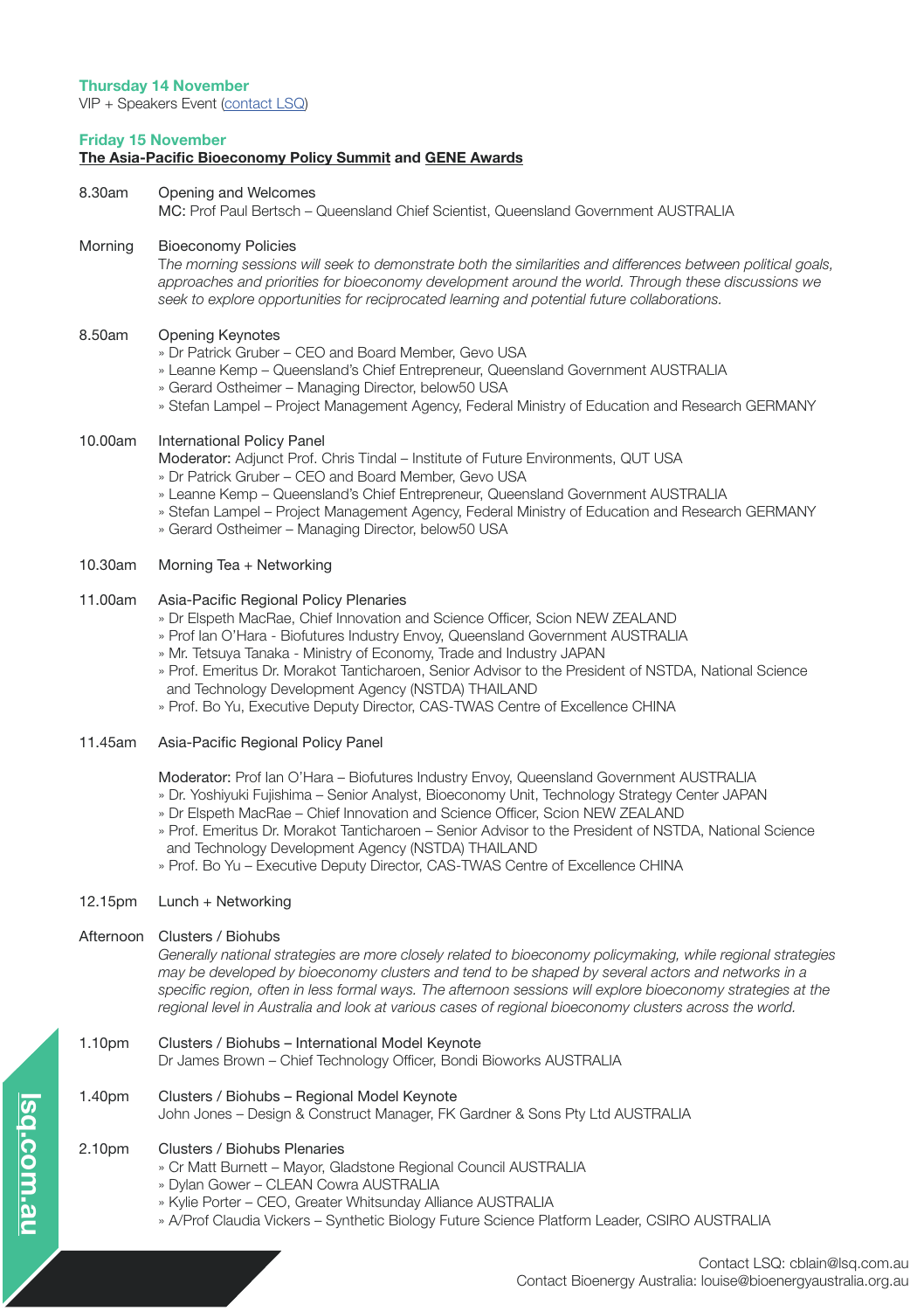**Thursday 14 November**

VIP + Speakers Event (contact LSQ)

**Friday 15 November**

**The Asia-Pacific Bioeconomy Policy Summit and GENE Awards**

8.30am Opening and Welcomes
MC: Prof Paul Bertsch – Queensland Chief Scientist, Queensland Government AUSTRALIA

Morning Bioeconomy Policies
*The morning sessions will seek to demonstrate both the similarities and differences between political goals, approaches and priorities for bioeconomy development around the world. Through these discussions we seek to explore opportunities for reciprocated learning and potential future collaborations.*

8.50am Opening Keynotes
- » Dr Patrick Gruber – CEO and Board Member, Gevo USA
- » Leanne Kemp – Queensland's Chief Entrepreneur, Queensland Government AUSTRALIA
- » Gerard Ostheimer – Managing Director, below50 USA
- » Stefan Lampel – Project Management Agency, Federal Ministry of Education and Research GERMANY

10.00am International Policy Panel
Moderator: Adjunct Prof. Chris Tindal – Institute of Future Environments, QUT USA
- » Dr Patrick Gruber – CEO and Board Member, Gevo USA
- » Leanne Kemp – Queensland's Chief Entrepreneur, Queensland Government AUSTRALIA
- » Stefan Lampel – Project Management Agency, Federal Ministry of Education and Research GERMANY
- » Gerard Ostheimer – Managing Director, below50 USA

10.30am Morning Tea + Networking

11.00am Asia-Pacific Regional Policy Plenaries
- » Dr Elspeth MacRae, Chief Innovation and Science Officer, Scion NEW ZEALAND
- » Prof Ian O'Hara - Biofutures Industry Envoy, Queensland Government AUSTRALIA
- » Mr. Tetsuya Tanaka - Ministry of Economy, Trade and Industry JAPAN
- » Prof. Emeritus Dr. Morakot Tanticharoen, Senior Advisor to the President of NSTDA, National Science and Technology Development Agency (NSTDA) THAILAND
- » Prof. Bo Yu, Executive Deputy Director, CAS-TWAS Centre of Excellence CHINA

11.45am Asia-Pacific Regional Policy Panel

Moderator: Prof Ian O'Hara – Biofutures Industry Envoy, Queensland Government AUSTRALIA
- » Dr. Yoshiyuki Fujishima – Senior Analyst, Bioeconomy Unit, Technology Strategy Center JAPAN
- » Dr Elspeth MacRae – Chief Innovation and Science Officer, Scion NEW ZEALAND
- » Prof. Emeritus Dr. Morakot Tanticharoen – Senior Advisor to the President of NSTDA, National Science and Technology Development Agency (NSTDA) THAILAND
- » Prof. Bo Yu – Executive Deputy Director, CAS-TWAS Centre of Excellence CHINA

12.15pm Lunch + Networking

Afternoon Clusters / Biohubs
*Generally national strategies are more closely related to bioeconomy policymaking, while regional strategies may be developed by bioeconomy clusters and tend to be shaped by several actors and networks in a specific region, often in less formal ways. The afternoon sessions will explore bioeconomy strategies at the regional level in Australia and look at various cases of regional bioeconomy clusters across the world.*

1.10pm Clusters / Biohubs – International Model Keynote
Dr James Brown – Chief Technology Officer, Bondi Bioworks AUSTRALIA

1.40pm Clusters / Biohubs – Regional Model Keynote
John Jones – Design & Construct Manager, FK Gardner & Sons Pty Ltd AUSTRALIA

2.10pm Clusters / Biohubs Plenaries
- » Cr Matt Burnett – Mayor, Gladstone Regional Council AUSTRALIA
- » Dylan Gower – CLEAN Cowra AUSTRALIA
- » Kylie Porter – CEO, Greater Whitsunday Alliance AUSTRALIA
- » A/Prof Claudia Vickers – Synthetic Biology Future Science Platform Leader, CSIRO AUSTRALIA

lsq.com.au

Contact LSQ: cblain@lsq.com.au
Contact Bioenergy Australia: louise@bioenergyaustralia.org.au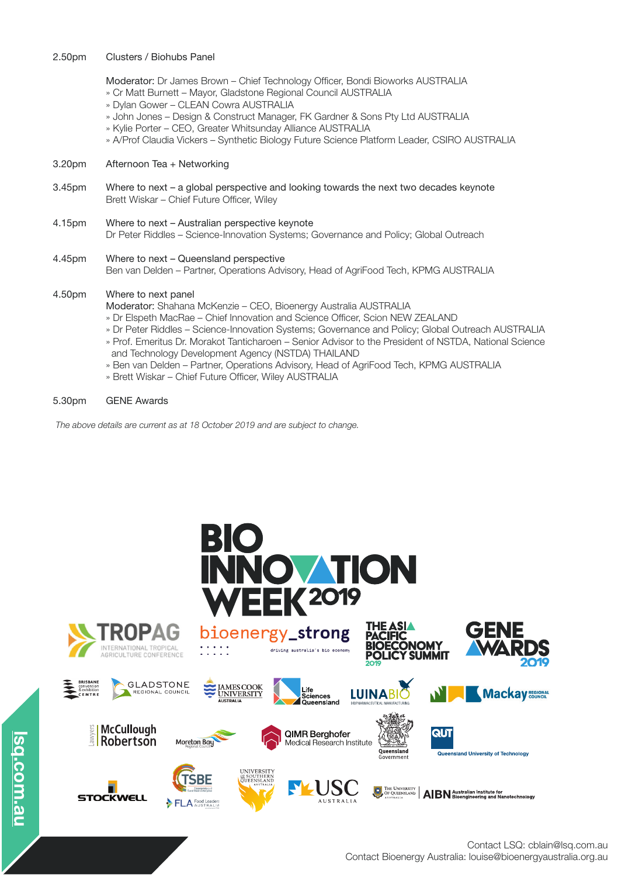2.50pm Clusters / Biohubs Panel

Moderator: Dr James Brown – Chief Technology Officer, Bondi Bioworks AUSTRALIA
» Cr Matt Burnett – Mayor, Gladstone Regional Council AUSTRALIA
» Dylan Gower – CLEAN Cowra AUSTRALIA
» John Jones – Design & Construct Manager, FK Gardner & Sons Pty Ltd AUSTRALIA
» Kylie Porter – CEO, Greater Whitsunday Alliance AUSTRALIA
» A/Prof Claudia Vickers – Synthetic Biology Future Science Platform Leader, CSIRO AUSTRALIA

3.20pm Afternoon Tea + Networking

3.45pm Where to next – a global perspective and looking towards the next two decades keynote
Brett Wiskar – Chief Future Officer, Wiley

4.15pm Where to next – Australian perspective keynote
Dr Peter Riddles – Science-Innovation Systems; Governance and Policy; Global Outreach

4.45pm Where to next – Queensland perspective
Ben van Delden – Partner, Operations Advisory, Head of AgriFood Tech, KPMG AUSTRALIA

4.50pm Where to next panel
Moderator: Shahana McKenzie – CEO, Bioenergy Australia AUSTRALIA
» Dr Elspeth MacRae – Chief Innovation and Science Officer, Scion NEW ZEALAND
» Dr Peter Riddles – Science-Innovation Systems; Governance and Policy; Global Outreach AUSTRALIA
» Prof. Emeritus Dr. Morakot Tanticharoen – Senior Advisor to the President of NSTDA, National Science and Technology Development Agency (NSTDA) THAILAND
» Ben van Delden – Partner, Operations Advisory, Head of AgriFood Tech, KPMG AUSTRALIA
» Brett Wiskar – Chief Future Officer, Wiley AUSTRALIA

5.30pm GENE Awards

*The above details are current as at 18 October 2019 and are subject to change.*

BIO INNOVATION WEEK 2019

TROPAG INTERNATIONAL TROPICAL AGRICULTURE CONFERENCE · bioenergy_strong driving australia's bio economy · THE ASIA PACIFIC BIOECONOMY POLICY SUMMIT 2019 · GENE AWARDS 2019

Brisbane Convention & Exhibition Centre · Gladstone Regional Council · James Cook University Australia · Life Sciences Queensland · LuinaBio · Mackay Regional Council · McCullough Robertson Lawyers · Moreton Bay Regional Council · QIMR Berghofer Medical Research Institute · Queensland Government · QUT Queensland University of Technology · Stockwell · TSBE · FLA Food Leaders Australia · University of Southern Queensland · USC Australia · The University of Queensland Australia · AIBN Australian Institute for Bioengineering and Nanotechnology

lsq.com.au

Contact LSQ: cblain@lsq.com.au
Contact Bioenergy Australia: louise@bioenergyaustralia.org.au